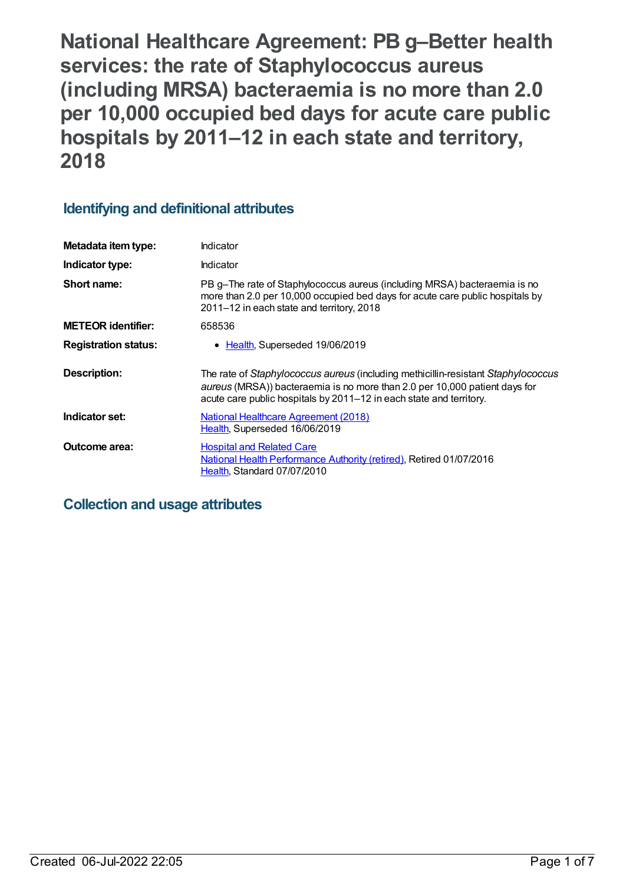# National Healthcare Agreement: PB g–Better health services: the rate of Staphylococcus aureus (including MRSA) bacteraemia is no more than 2.0 per 10,000 occupied bed days for acute care public hospitals by 2011–12 in each state and territory, 2018

## Identifying and definitional attributes

| | |
|---|---|
| **Metadata item type:** | Indicator |
| **Indicator type:** | Indicator |
| **Short name:** | PB g–The rate of Staphylococcus aureus (including MRSA) bacteraemia is no more than 2.0 per 10,000 occupied bed days for acute care public hospitals by 2011–12 in each state and territory, 2018 |
| **METEOR identifier:** | 658536 |
| **Registration status:** | • Health, Superseded 19/06/2019 |
| **Description:** | The rate of *Staphylococcus aureus* (including methicillin-resistant *Staphylococcus aureus* (MRSA)) bacteraemia is no more than 2.0 per 10,000 patient days for acute care public hospitals by 2011–12 in each state and territory. |
| **Indicator set:** | National Healthcare Agreement (2018)<br>Health, Superseded 16/06/2019 |
| **Outcome area:** | Hospital and Related Care<br>National Health Performance Authority (retired), Retired 01/07/2016<br>Health, Standard 07/07/2010 |

## Collection and usage attributes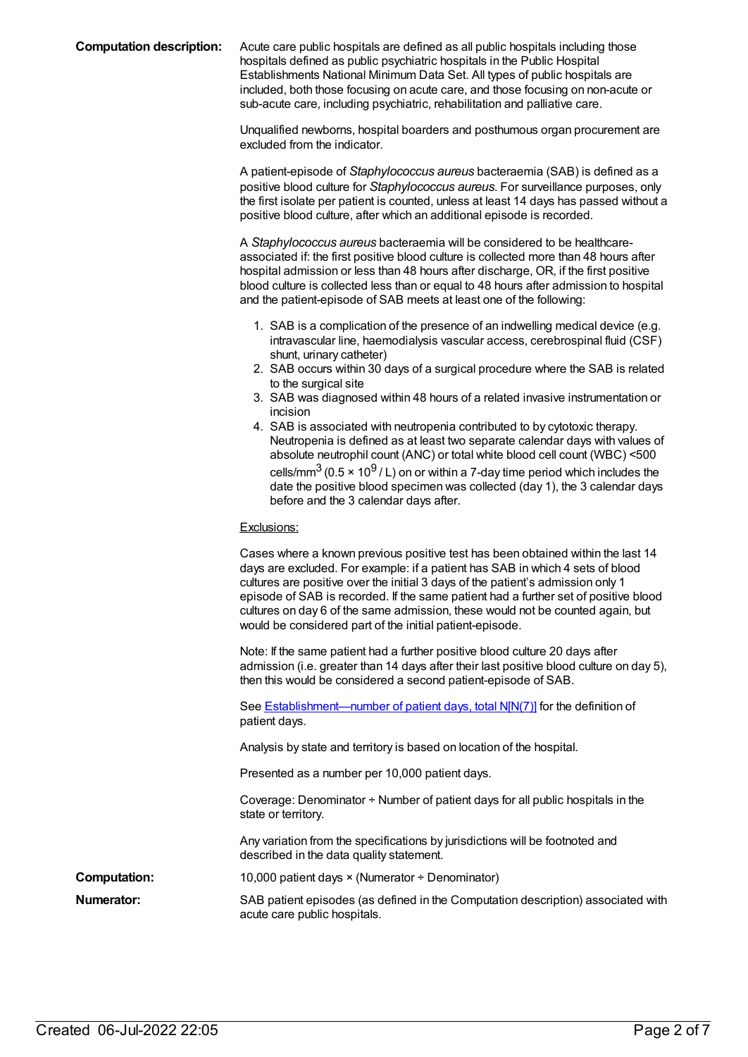**Computation description:** Acute care public hospitals are defined as all public hospitals including those hospitals defined as public psychiatric hospitals in the Public Hospital Establishments National Minimum Data Set. All types of public hospitals are included, both those focusing on acute care, and those focusing on non-acute or sub-acute care, including psychiatric, rehabilitation and palliative care.

Unqualified newborns, hospital boarders and posthumous organ procurement are excluded from the indicator.

A patient-episode of *Staphylococcus aureus* bacteraemia (SAB) is defined as a positive blood culture for *Staphylococcus aureus*. For surveillance purposes, only the first isolate per patient is counted, unless at least 14 days has passed without a positive blood culture, after which an additional episode is recorded.

A *Staphylococcus aureus* bacteraemia will be considered to be healthcare-associated if: the first positive blood culture is collected more than 48 hours after hospital admission or less than 48 hours after discharge, OR, if the first positive blood culture is collected less than or equal to 48 hours after admission to hospital and the patient-episode of SAB meets at least one of the following:

1. SAB is a complication of the presence of an indwelling medical device (e.g. intravascular line, haemodialysis vascular access, cerebrospinal fluid (CSF) shunt, urinary catheter)
2. SAB occurs within 30 days of a surgical procedure where the SAB is related to the surgical site
3. SAB was diagnosed within 48 hours of a related invasive instrumentation or incision
4. SAB is associated with neutropenia contributed to by cytotoxic therapy. Neutropenia is defined as at least two separate calendar days with values of absolute neutrophil count (ANC) or total white blood cell count (WBC) <500 cells/mm$^3$ ($0.5 \times 10^9$ / L) on or within a 7-day time period which includes the date the positive blood specimen was collected (day 1), the 3 calendar days before and the 3 calendar days after.

Exclusions:

Cases where a known previous positive test has been obtained within the last 14 days are excluded. For example: if a patient has SAB in which 4 sets of blood cultures are positive over the initial 3 days of the patient's admission only 1 episode of SAB is recorded. If the same patient had a further set of positive blood cultures on day 6 of the same admission, these would not be counted again, but would be considered part of the initial patient-episode.

Note: If the same patient had a further positive blood culture 20 days after admission (i.e. greater than 14 days after their last positive blood culture on day 5), then this would be considered a second patient-episode of SAB.

See Establishment—number of patient days, total N[N(7)] for the definition of patient days.

Analysis by state and territory is based on location of the hospital.

Presented as a number per 10,000 patient days.

Coverage: Denominator ÷ Number of patient days for all public hospitals in the state or territory.

Any variation from the specifications by jurisdictions will be footnoted and described in the data quality statement.

**Computation:** 10,000 patient days × (Numerator ÷ Denominator)

**Numerator:** SAB patient episodes (as defined in the Computation description) associated with acute care public hospitals.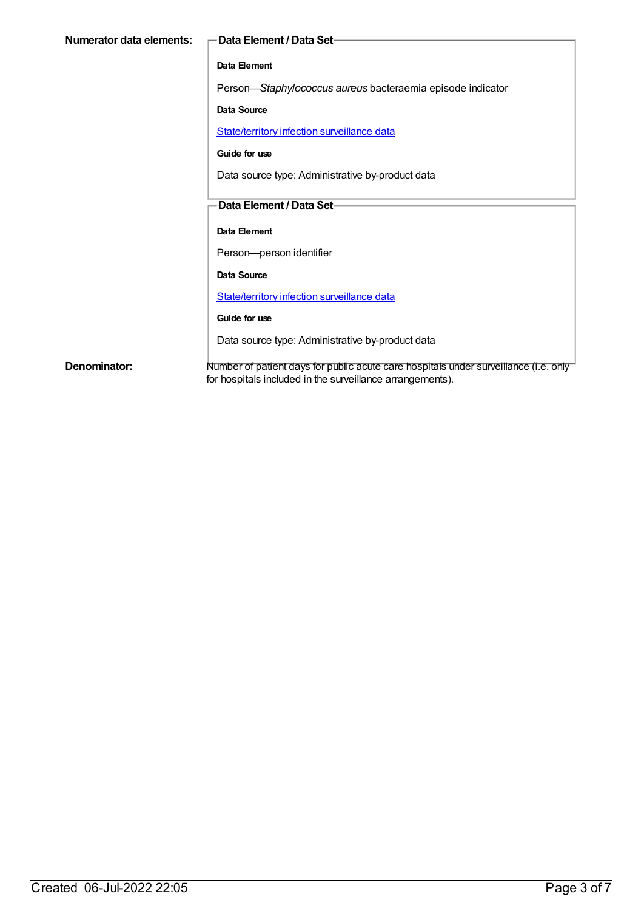**Numerator data elements:**

**Data Element / Data Set**

**Data Element**

Person—*Staphylococcus aureus* bacteraemia episode indicator

**Data Source**

State/territory infection surveillance data

**Guide for use**

Data source type: Administrative by-product data

**Data Element / Data Set**

**Data Element**

Person—person identifier

**Data Source**

State/territory infection surveillance data

**Guide for use**

Data source type: Administrative by-product data

**Denominator:**

Number of patient days for public acute care hospitals under surveillance (i.e. only for hospitals included in the surveillance arrangements).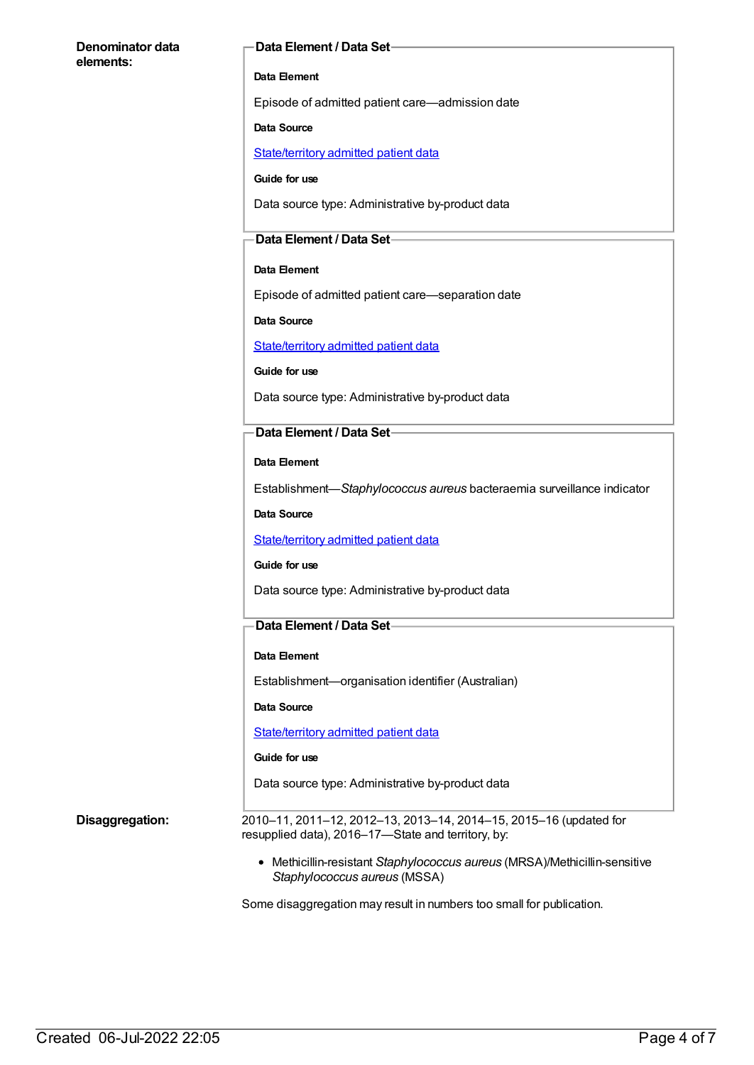**Denominator data elements:**

**Data Element / Data Set**

**Data Element**

Episode of admitted patient care—admission date

**Data Source**

State/territory admitted patient data

**Guide for use**

Data source type: Administrative by-product data

**Data Element / Data Set**

**Data Element**

Episode of admitted patient care—separation date

**Data Source**

State/territory admitted patient data

**Guide for use**

Data source type: Administrative by-product data

**Data Element / Data Set**

**Data Element**

Establishment—*Staphylococcus aureus* bacteraemia surveillance indicator

**Data Source**

State/territory admitted patient data

**Guide for use**

Data source type: Administrative by-product data

**Data Element / Data Set**

**Data Element**

Establishment—organisation identifier (Australian)

**Data Source**

State/territory admitted patient data

**Guide for use**

Data source type: Administrative by-product data

**Disaggregation:**

2010–11, 2011–12, 2012–13, 2013–14, 2014–15, 2015–16 (updated for resupplied data), 2016–17—State and territory, by:

- Methicillin-resistant *Staphylococcus aureus* (MRSA)/Methicillin-sensitive *Staphylococcus aureus* (MSSA)

Some disaggregation may result in numbers too small for publication.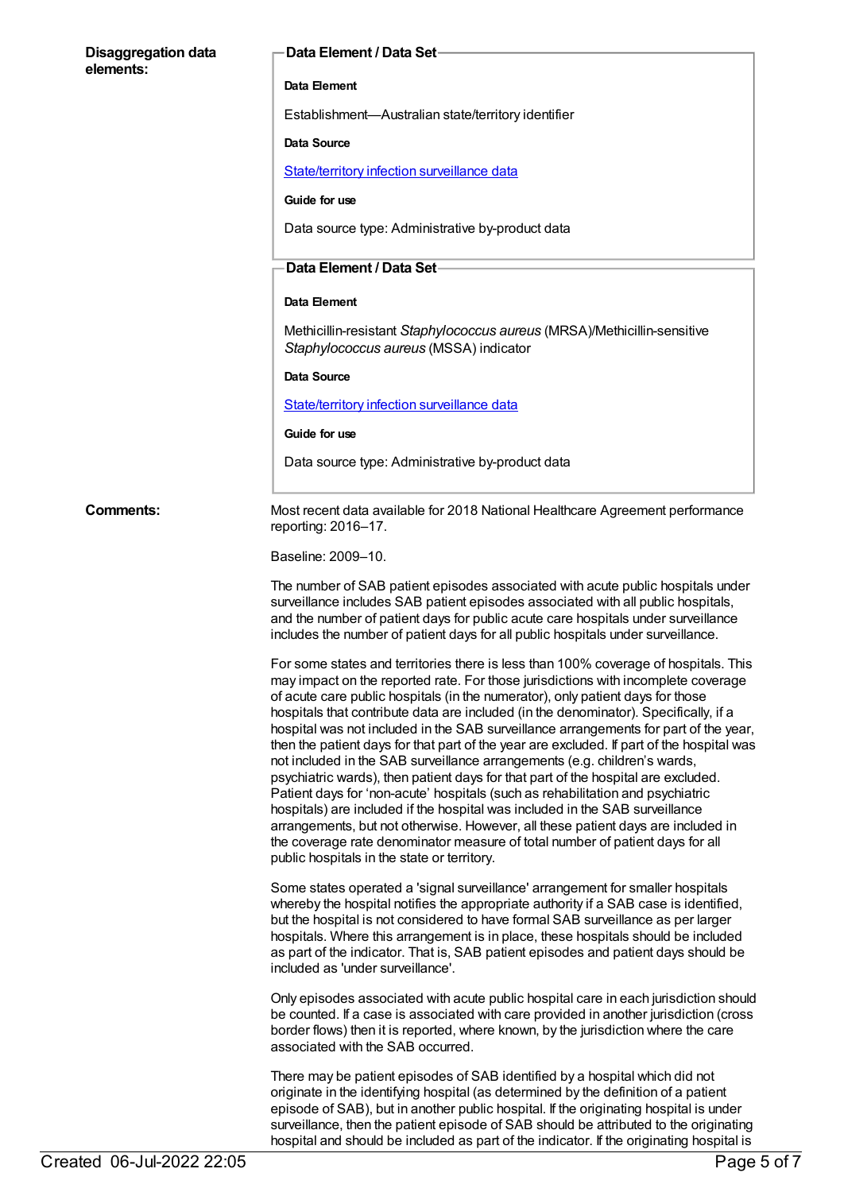**Disaggregation data elements:**

**Data Element / Data Set**

**Data Element**

Establishment—Australian state/territory identifier

**Data Source**

State/territory infection surveillance data

**Guide for use**

Data source type: Administrative by-product data

**Data Element / Data Set**

**Data Element**

Methicillin-resistant *Staphylococcus aureus* (MRSA)/Methicillin-sensitive *Staphylococcus aureus* (MSSA) indicator

**Data Source**

State/territory infection surveillance data

**Guide for use**

Data source type: Administrative by-product data

**Comments:**

Most recent data available for 2018 National Healthcare Agreement performance reporting: 2016–17.

Baseline: 2009–10.

The number of SAB patient episodes associated with acute public hospitals under surveillance includes SAB patient episodes associated with all public hospitals, and the number of patient days for public acute care hospitals under surveillance includes the number of patient days for all public hospitals under surveillance.

For some states and territories there is less than 100% coverage of hospitals. This may impact on the reported rate. For those jurisdictions with incomplete coverage of acute care public hospitals (in the numerator), only patient days for those hospitals that contribute data are included (in the denominator). Specifically, if a hospital was not included in the SAB surveillance arrangements for part of the year, then the patient days for that part of the year are excluded. If part of the hospital was not included in the SAB surveillance arrangements (e.g. children's wards, psychiatric wards), then patient days for that part of the hospital are excluded. Patient days for 'non-acute' hospitals (such as rehabilitation and psychiatric hospitals) are included if the hospital was included in the SAB surveillance arrangements, but not otherwise. However, all these patient days are included in the coverage rate denominator measure of total number of patient days for all public hospitals in the state or territory.

Some states operated a 'signal surveillance' arrangement for smaller hospitals whereby the hospital notifies the appropriate authority if a SAB case is identified, but the hospital is not considered to have formal SAB surveillance as per larger hospitals. Where this arrangement is in place, these hospitals should be included as part of the indicator. That is, SAB patient episodes and patient days should be included as 'under surveillance'.

Only episodes associated with acute public hospital care in each jurisdiction should be counted. If a case is associated with care provided in another jurisdiction (cross border flows) then it is reported, where known, by the jurisdiction where the care associated with the SAB occurred.

There may be patient episodes of SAB identified by a hospital which did not originate in the identifying hospital (as determined by the definition of a patient episode of SAB), but in another public hospital. If the originating hospital is under surveillance, then the patient episode of SAB should be attributed to the originating hospital and should be included as part of the indicator. If the originating hospital is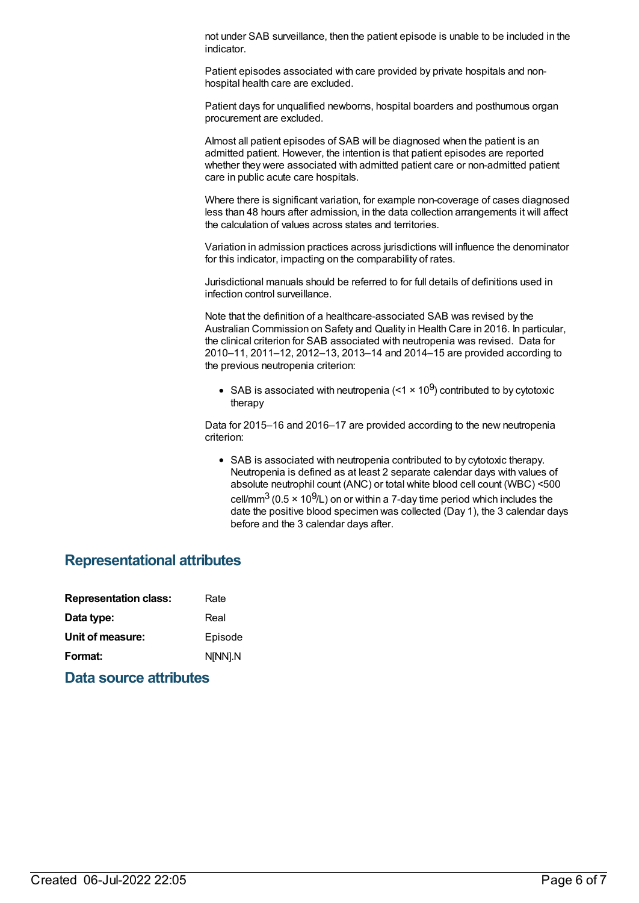not under SAB surveillance, then the patient episode is unable to be included in the indicator.

Patient episodes associated with care provided by private hospitals and non-hospital health care are excluded.

Patient days for unqualified newborns, hospital boarders and posthumous organ procurement are excluded.

Almost all patient episodes of SAB will be diagnosed when the patient is an admitted patient. However, the intention is that patient episodes are reported whether they were associated with admitted patient care or non-admitted patient care in public acute care hospitals.

Where there is significant variation, for example non-coverage of cases diagnosed less than 48 hours after admission, in the data collection arrangements it will affect the calculation of values across states and territories.

Variation in admission practices across jurisdictions will influence the denominator for this indicator, impacting on the comparability of rates.

Jurisdictional manuals should be referred to for full details of definitions used in infection control surveillance.

Note that the definition of a healthcare-associated SAB was revised by the Australian Commission on Safety and Quality in Health Care in 2016. In particular, the clinical criterion for SAB associated with neutropenia was revised. Data for 2010–11, 2011–12, 2012–13, 2013–14 and 2014–15 are provided according to the previous neutropenia criterion:

- SAB is associated with neutropenia ($<1 \times 10^9$) contributed to by cytotoxic therapy

Data for 2015–16 and 2016–17 are provided according to the new neutropenia criterion:

- SAB is associated with neutropenia contributed to by cytotoxic therapy. Neutropenia is defined as at least 2 separate calendar days with values of absolute neutrophil count (ANC) or total white blood cell count (WBC) <500 cell/$mm^3$ ($0.5 \times 10^9$/L) on or within a 7-day time period which includes the date the positive blood specimen was collected (Day 1), the 3 calendar days before and the 3 calendar days after.

## Representational attributes

| | |
|---|---|
| **Representation class:** | Rate |
| **Data type:** | Real |
| **Unit of measure:** | Episode |
| **Format:** | N[NN].N |

## Data source attributes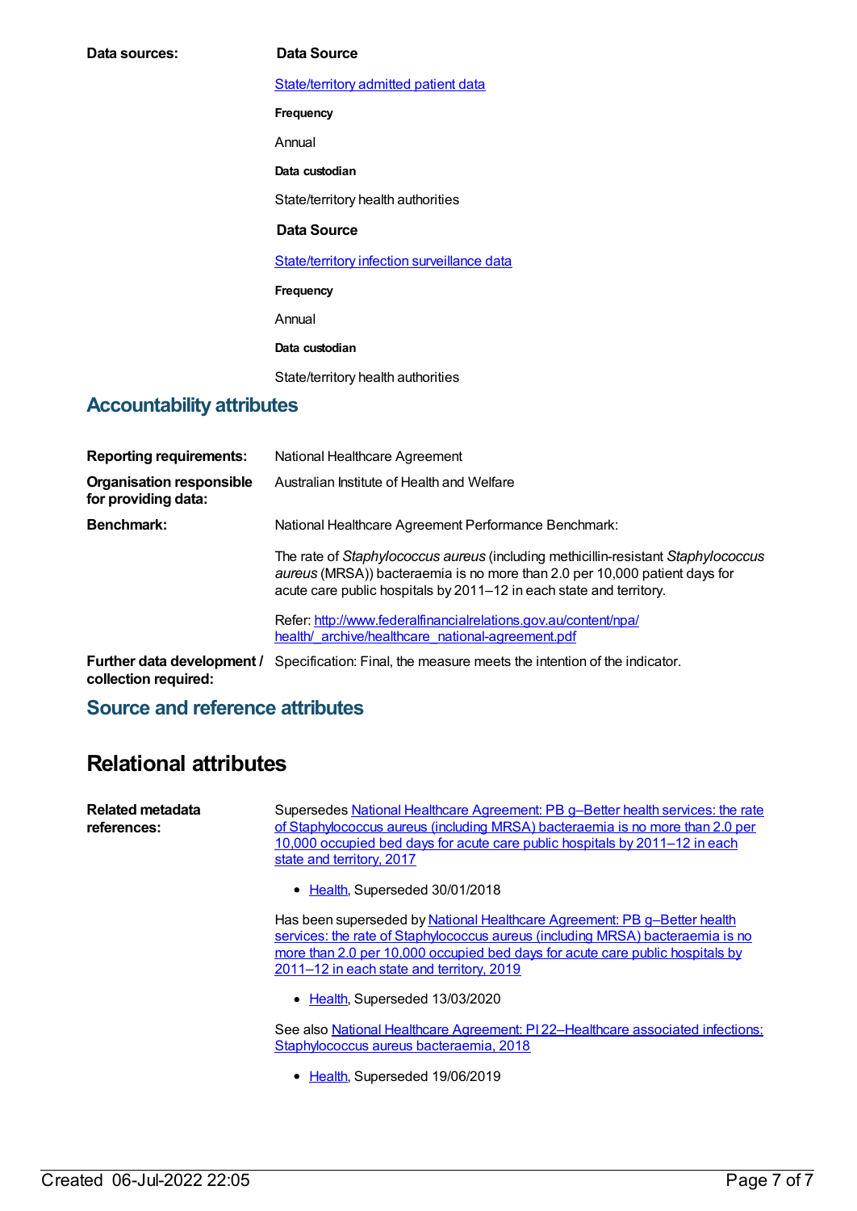**Data sources:**

**Data Source**

State/territory admitted patient data

**Frequency**

Annual

**Data custodian**

State/territory health authorities

**Data Source**

State/territory infection surveillance data

**Frequency**

Annual

**Data custodian**

State/territory health authorities

## Accountability attributes

**Reporting requirements:** National Healthcare Agreement

**Organisation responsible for providing data:** Australian Institute of Health and Welfare

**Benchmark:** National Healthcare Agreement Performance Benchmark:

The rate of *Staphylococcus aureus* (including methicillin-resistant *Staphylococcus aureus* (MRSA)) bacteraemia is no more than 2.0 per 10,000 patient days for acute care public hospitals by 2011–12 in each state and territory.

Refer: http://www.federalfinancialrelations.gov.au/content/npa/health/_archive/healthcare_national-agreement.pdf

**Further data development / collection required:** Specification: Final, the measure meets the intention of the indicator.

## Source and reference attributes

# Relational attributes

**Related metadata references:**

Supersedes National Healthcare Agreement: PB g–Better health services: the rate of Staphylococcus aureus (including MRSA) bacteraemia is no more than 2.0 per 10,000 occupied bed days for acute care public hospitals by 2011–12 in each state and territory, 2017

- Health, Superseded 30/01/2018

Has been superseded by National Healthcare Agreement: PB g–Better health services: the rate of Staphylococcus aureus (including MRSA) bacteraemia is no more than 2.0 per 10,000 occupied bed days for acute care public hospitals by 2011–12 in each state and territory, 2019

- Health, Superseded 13/03/2020

See also National Healthcare Agreement: PI 22–Healthcare associated infections: Staphylococcus aureus bacteraemia, 2018

- Health, Superseded 19/06/2019